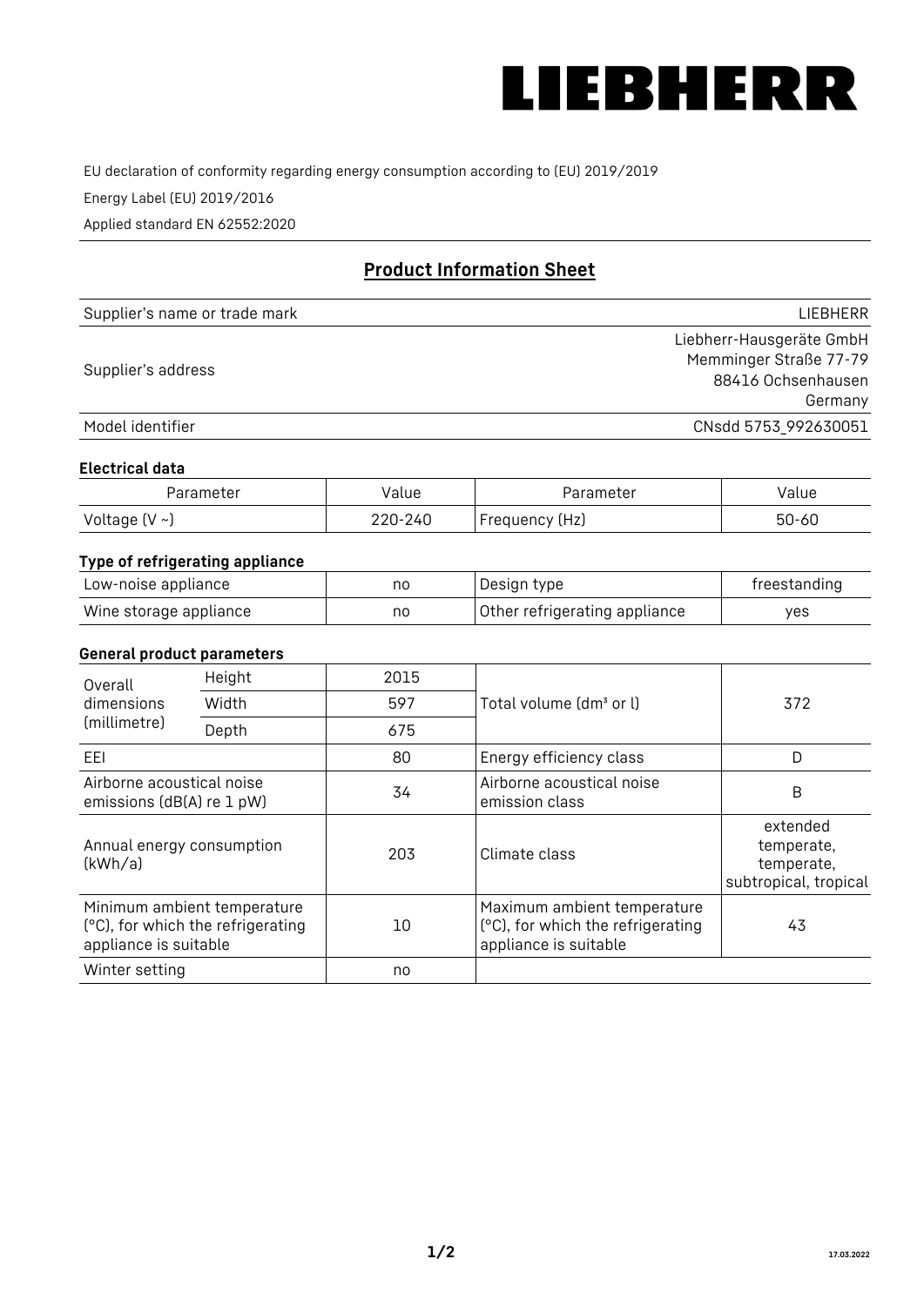LIEBHERR

EU declaration of conformity regarding energy consumption according to (EU) 2019/2019

Energy Label (EU) 2019/2016

Applied standard EN 62552:2020

## Product Information Sheet

| Supplier's name or trade mark | LIEBHERR |
|---|---|
| Supplier's address | Liebherr-Hausgeräte GmbH<br>Memminger Straße 77-79<br>88416 Ochsenhausen<br>Germany |
| Model identifier | CNsdd 5753_992630051 |

### Electrical data

| Parameter | Value | Parameter | Value |
|---|---|---|---|
| Voltage (V ~) | 220-240 | Frequency (Hz) | 50-60 |

### Type of refrigerating appliance

| Low-noise appliance | no | Design type | freestanding |
|---|---|---|---|
| Wine storage appliance | no | Other refrigerating appliance | yes |

### General product parameters

| Overall dimensions (millimetre) | Height | 2015 | Total volume (dm³ or l) | 372 |
|---|---|---|---|---|
| | Width | 597 | | |
| | Depth | 675 | | |
| EEI | | 80 | Energy efficiency class | D |
| Airborne acoustical noise emissions (dB(A) re 1 pW) | | 34 | Airborne acoustical noise emission class | B |
| Annual energy consumption (kWh/a) | | 203 | Climate class | extended temperate, temperate, subtropical, tropical |
| Minimum ambient temperature (°C), for which the refrigerating appliance is suitable | | 10 | Maximum ambient temperature (°C), for which the refrigerating appliance is suitable | 43 |
| Winter setting | | no | | |

17.03.2022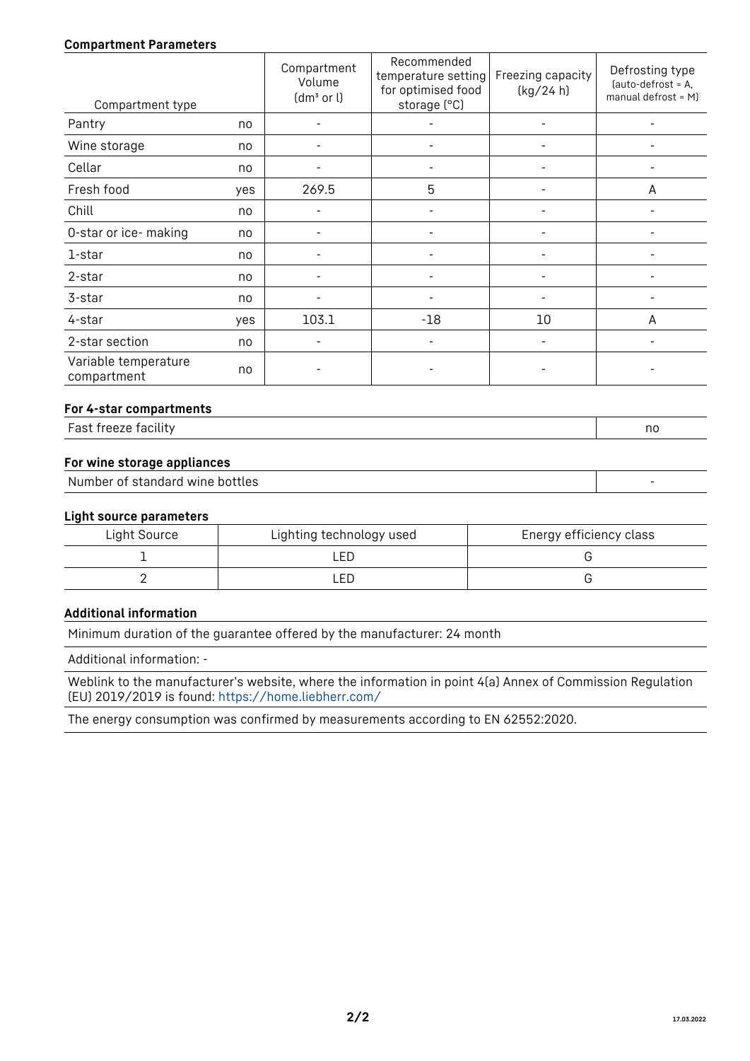**Compartment Parameters**

| Compartment type | | Compartment Volume (dm³ or l) | Recommended temperature setting for optimised food storage (°C) | Freezing capacity (kg/24 h) | Defrosting type (auto-defrost = A, manual defrost = M) |
|---|---|---|---|---|---|
| Pantry | no | - | - | - | - |
| Wine storage | no | - | - | - | - |
| Cellar | no | - | - | - | - |
| Fresh food | yes | 269.5 | 5 | - | A |
| Chill | no | - | - | - | - |
| 0-star or ice- making | no | - | - | - | - |
| 1-star | no | - | - | - | - |
| 2-star | no | - | - | - | - |
| 3-star | no | - | - | - | - |
| 4-star | yes | 103.1 | -18 | 10 | A |
| 2-star section | no | - | - | - | - |
| Variable temperature compartment | no | - | - | - | - |

**For 4-star compartments**

| | |
|---|---|
| Fast freeze facility | no |

**For wine storage appliances**

| | |
|---|---|
| Number of standard wine bottles | - |

**Light source parameters**

| Light Source | Lighting technology used | Energy efficiency class |
|---|---|---|
| 1 | LED | G |
| 2 | LED | G |

**Additional information**

Minimum duration of the guarantee offered by the manufacturer: 24 month

Additional information: -

Weblink to the manufacturer's website, where the information in point 4(a) Annex of Commission Regulation (EU) 2019/2019 is found: https://home.liebherr.com/

The energy consumption was confirmed by measurements according to EN 62552:2020.

17.03.2022